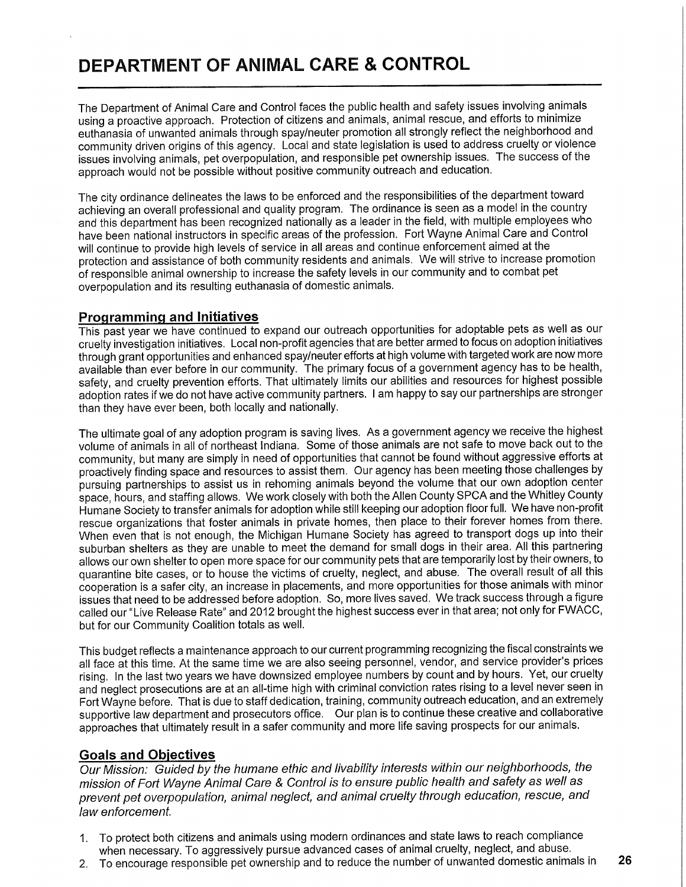# DEPARTMENT OF ANIMAL CARE & CONTROL

The Department of Animal Care and Control faces the public health and safety issues involving animals using a proactive approach. Protection of citizens and animals, animal rescue, and efforts to minimize euthanasia of unwanted animals through spay/neuter promotion all strongly reflect the neighborhood and community driven origins of this agency. Local and state legislation is used to address cruelty or violence issues involving animals, pet overpopulation, and responsible pet ownership issues. The success of the approach would not be possible without positive community outreach and education.

The city ordinance delineates the laws to be enforced and the responsibilities of the department toward achieving an overall professional and quality program. The ordinance is seen as a model in the country and this department has been recognized nationally as a leader in the field, with multiple employees who have been national instructors in specific areas of the profession. Fort Wayne Animal Care and Control will continue to provide high levels of service in all areas and continue enforcement aimed at the protection and assistance of both community residents and animals. We will strive to increase promotion of responsible animal ownership to increase the safety levels in our community and to combat pet overpopulation and its resulting euthanasia of domestic animals.

## Programming and Initiatives

This past year we have continued to expand our outreach opportunities for adoptable pets as well as our cruelty investigation initiatives. Local non-profit agencies that are better armed to focus on adoption initiatives through grant opportunities and enhanced spay/neuter efforts at high volume with targeted work are now more available than ever before in our community. The primary focus of a government agency has to be health, safety, and cruelty prevention efforts. That ultimately limits our abilities and resources for highest possible adoption rates if we do not have active community partners. I am happy to say our partnerships are stronger than they have ever been, both locally and nationally.

The ultimate goal of any adoption program is saving lives. As a government agency we receive the highest volume of animals in all of northeast Indiana. Some of those animals are not safe to move back out to the community, but many are simply in need of opportunities that cannot be found without aggressive efforts at proactively finding space and resources to assist them. Our agency has been meeting those challenges by pursuing partnerships to assist us in rehoming animals beyond the volume that our own adoption center space, hours, and staffing allows. We work closely with both the Allen County SPCA and the Whitley County Humane Society to transfer animals for adoption while still keeping our adoption floor full. We have non-profit rescue organizations that foster animals in private homes, then place to their forever homes from there. When even that is not enough, the Michigan Humane Society has agreed to transport dogs up into their suburban shelters as they are unable to meet the demand for small dogs in their area. All this partnering allows our own shelter to open more space for our community pets that are temporarily lost by their owners, to quarantine bite cases, or to house the victims of cruelty, neglect, and abuse. The overall result of all this cooperation is a safer city, an increase in placements, and more opportunities for those animals with minor issues that need to be addressed before adoption. So, more lives saved. We track success through a figure called our "Live Release Rate" and 2012 brought the highest success ever in that area; not only for FWACC, but for our Community Coalition totals as well.

This budget reflects a maintenance approach to our current programming recognizing the fiscal constraints we all face at this time. At the same time we are also seeing personnel, vendor, and service provider's prices rising. In the last two years we have downsized employee numbers by count and by hours. Yet, our cruelty and neglect prosecutions are at an all-time high with criminal conviction rates rising to a level never seen in Fort Wayne before. That is due to staff dedication, training, community outreach education, and an extremely supportive law department and prosecutors office. Our plan is to continue these creative and collaborative approaches that ultimately result in a safer community and more life saving prospects for our animals.

## Goals and Objectives

*Our Mission: Guided by the humane ethic and livability interests within our neighborhoods, the mission of Fort Wayne Animal Care & Control is to ensure public health and safety as well as prevent pet overpopulation, animal neglect, and animal cruelty through education, rescue, and law enforcement.*

1. To protect both citizens and animals using modern ordinances and state laws to reach compliance when necessary. To aggressively pursue advanced cases of animal cruelty, neglect, and abuse.
2. To encourage responsible pet ownership and to reduce the number of unwanted domestic animals in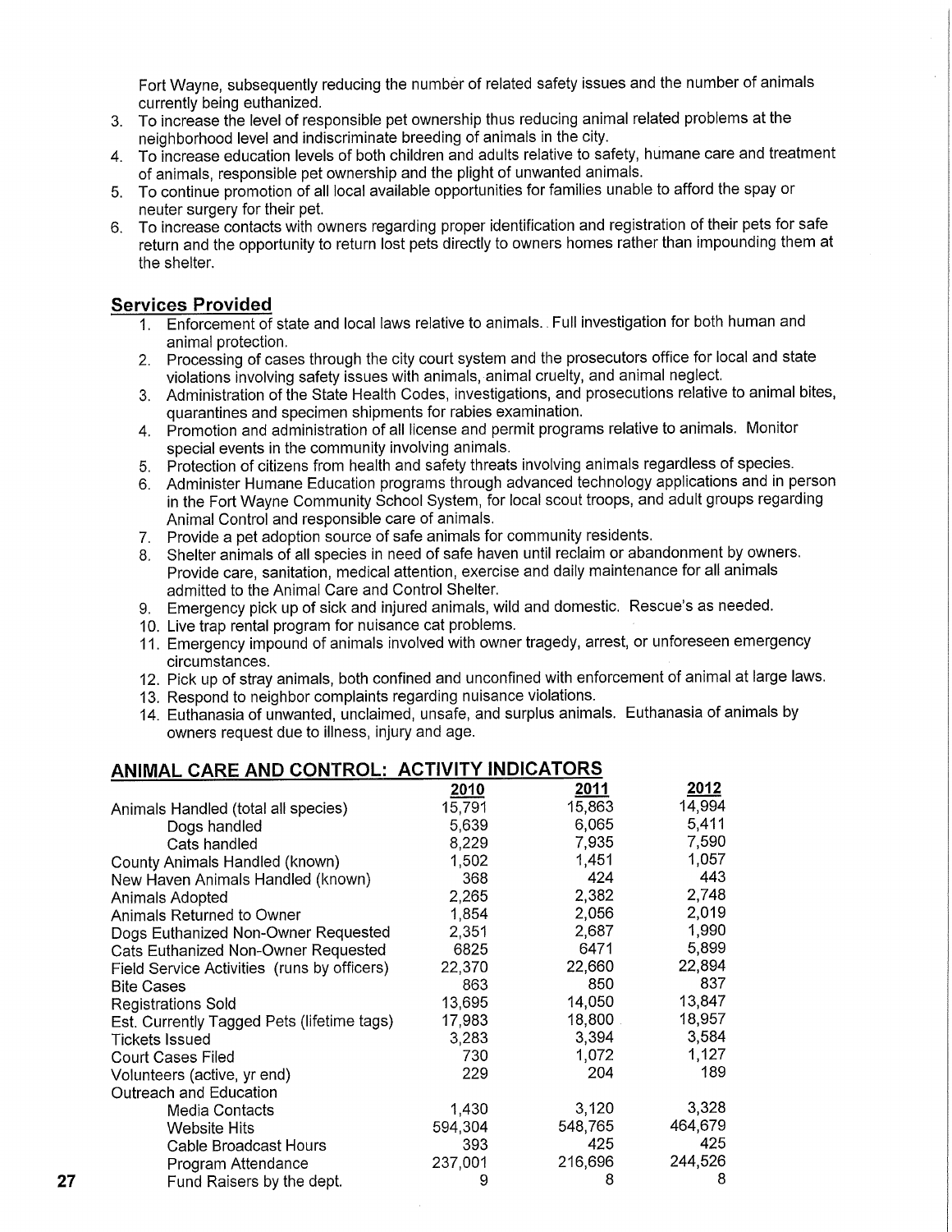Fort Wayne, subsequently reducing the number of related safety issues and the number of animals currently being euthanized.

3. To increase the level of responsible pet ownership thus reducing animal related problems at the neighborhood level and indiscriminate breeding of animals in the city.
4. To increase education levels of both children and adults relative to safety, humane care and treatment of animals, responsible pet ownership and the plight of unwanted animals.
5. To continue promotion of all local available opportunities for families unable to afford the spay or neuter surgery for their pet.
6. To increase contacts with owners regarding proper identification and registration of their pets for safe return and the opportunity to return lost pets directly to owners homes rather than impounding them at the shelter.

## Services Provided

1. Enforcement of state and local laws relative to animals. Full investigation for both human and animal protection.
2. Processing of cases through the city court system and the prosecutors office for local and state violations involving safety issues with animals, animal cruelty, and animal neglect.
3. Administration of the State Health Codes, investigations, and prosecutions relative to animal bites, quarantines and specimen shipments for rabies examination.
4. Promotion and administration of all license and permit programs relative to animals. Monitor special events in the community involving animals.
5. Protection of citizens from health and safety threats involving animals regardless of species.
6. Administer Humane Education programs through advanced technology applications and in person in the Fort Wayne Community School System, for local scout troops, and adult groups regarding Animal Control and responsible care of animals.
7. Provide a pet adoption source of safe animals for community residents.
8. Shelter animals of all species in need of safe haven until reclaim or abandonment by owners. Provide care, sanitation, medical attention, exercise and daily maintenance for all animals admitted to the Animal Care and Control Shelter.
9. Emergency pick up of sick and injured animals, wild and domestic. Rescue's as needed.
10. Live trap rental program for nuisance cat problems.
11. Emergency impound of animals involved with owner tragedy, arrest, or unforeseen emergency circumstances.
12. Pick up of stray animals, both confined and unconfined with enforcement of animal at large laws.
13. Respond to neighbor complaints regarding nuisance violations.
14. Euthanasia of unwanted, unclaimed, unsafe, and surplus animals. Euthanasia of animals by owners request due to illness, injury and age.

## ANIMAL CARE AND CONTROL: ACTIVITY INDICATORS

| | 2010 | 2011 | 2012 |
|---|---|---|---|
| Animals Handled (total all species) | 15,791 | 15,863 | 14,994 |
| Dogs handled | 5,639 | 6,065 | 5,411 |
| Cats handled | 8,229 | 7,935 | 7,590 |
| County Animals Handled (known) | 1,502 | 1,451 | 1,057 |
| New Haven Animals Handled (known) | 368 | 424 | 443 |
| Animals Adopted | 2,265 | 2,382 | 2,748 |
| Animals Returned to Owner | 1,854 | 2,056 | 2,019 |
| Dogs Euthanized Non-Owner Requested | 2,351 | 2,687 | 1,990 |
| Cats Euthanized Non-Owner Requested | 6825 | 6471 | 5,899 |
| Field Service Activities (runs by officers) | 22,370 | 22,660 | 22,894 |
| Bite Cases | 863 | 850 | 837 |
| Registrations Sold | 13,695 | 14,050 | 13,847 |
| Est. Currently Tagged Pets (lifetime tags) | 17,983 | 18,800 | 18,957 |
| Tickets Issued | 3,283 | 3,394 | 3,584 |
| Court Cases Filed | 730 | 1,072 | 1,127 |
| Volunteers (active, yr end) | 229 | 204 | 189 |
| Outreach and Education | | | |
| Media Contacts | 1,430 | 3,120 | 3,328 |
| Website Hits | 594,304 | 548,765 | 464,679 |
| Cable Broadcast Hours | 393 | 425 | 425 |
| Program Attendance | 237,001 | 216,696 | 244,526 |
| Fund Raisers by the dept. | 9 | 8 | 8 |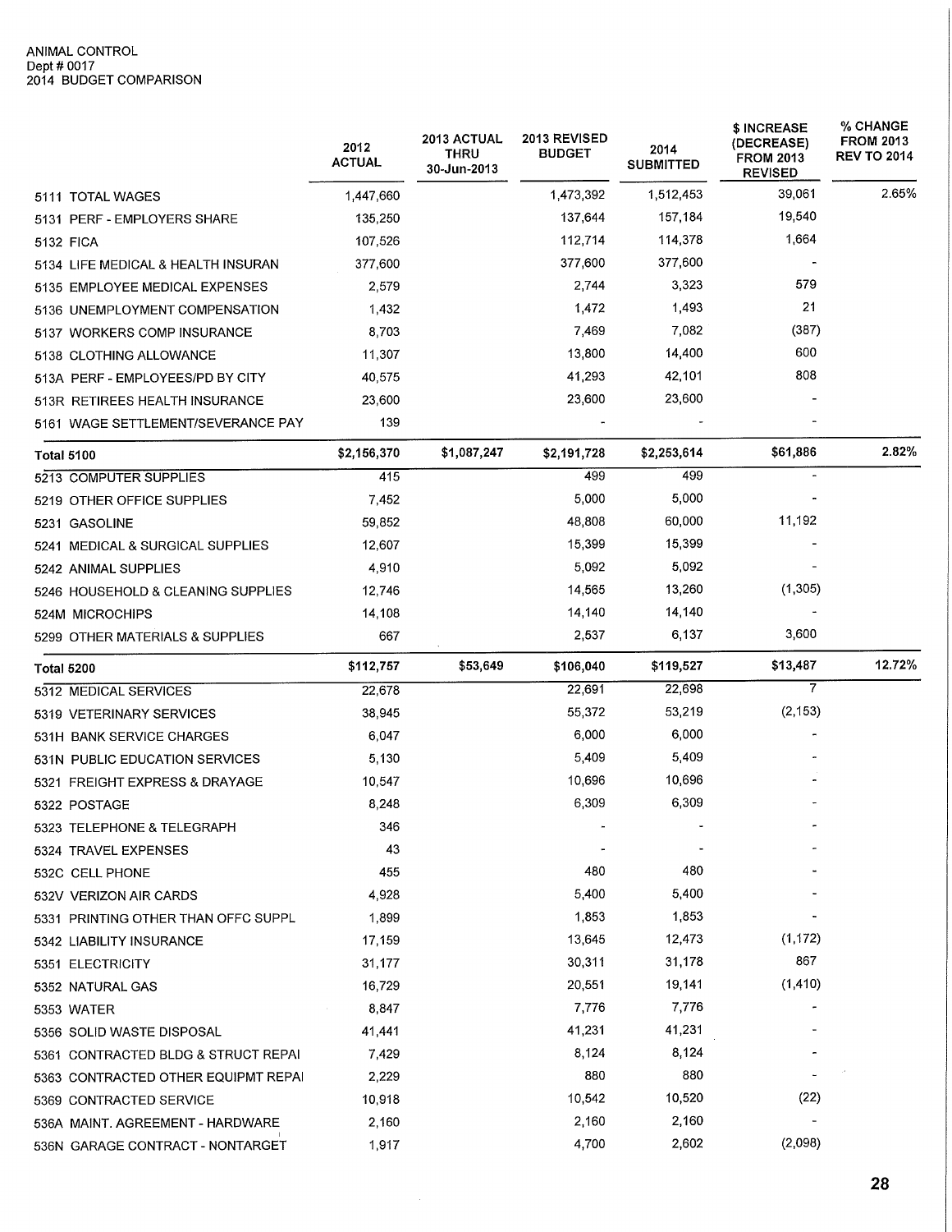ANIMAL CONTROL
Dept # 0017
2014 BUDGET COMPARISON

| | 2012 ACTUAL | 2013 ACTUAL THRU 30-Jun-2013 | 2013 REVISED BUDGET | 2014 SUBMITTED | $ INCREASE (DECREASE) FROM 2013 REVISED | % CHANGE FROM 2013 REV TO 2014 |
|---|---|---|---|---|---|---|
| 5111 TOTAL WAGES | 1,447,660 | | 1,473,392 | 1,512,453 | 39,061 | 2.65% |
| 5131 PERF - EMPLOYERS SHARE | 135,250 | | 137,644 | 157,184 | 19,540 | |
| 5132 FICA | 107,526 | | 112,714 | 114,378 | 1,664 | |
| 5134 LIFE MEDICAL & HEALTH INSURAN | 377,600 | | 377,600 | 377,600 | - | |
| 5135 EMPLOYEE MEDICAL EXPENSES | 2,579 | | 2,744 | 3,323 | 579 | |
| 5136 UNEMPLOYMENT COMPENSATION | 1,432 | | 1,472 | 1,493 | 21 | |
| 5137 WORKERS COMP INSURANCE | 8,703 | | 7,469 | 7,082 | (387) | |
| 5138 CLOTHING ALLOWANCE | 11,307 | | 13,800 | 14,400 | 600 | |
| 513A PERF - EMPLOYEES/PD BY CITY | 40,575 | | 41,293 | 42,101 | 808 | |
| 513R RETIREES HEALTH INSURANCE | 23,600 | | 23,600 | 23,600 | - | |
| 5161 WAGE SETTLEMENT/SEVERANCE PAY | 139 | | - | - | - | |
| **Total 5100** | **$2,156,370** | **$1,087,247** | **$2,191,728** | **$2,253,614** | **$61,886** | **2.82%** |
| 5213 COMPUTER SUPPLIES | 415 | | 499 | 499 | - | |
| 5219 OTHER OFFICE SUPPLIES | 7,452 | | 5,000 | 5,000 | - | |
| 5231 GASOLINE | 59,852 | | 48,808 | 60,000 | 11,192 | |
| 5241 MEDICAL & SURGICAL SUPPLIES | 12,607 | | 15,399 | 15,399 | - | |
| 5242 ANIMAL SUPPLIES | 4,910 | | 5,092 | 5,092 | - | |
| 5246 HOUSEHOLD & CLEANING SUPPLIES | 12,746 | | 14,565 | 13,260 | (1,305) | |
| 524M MICROCHIPS | 14,108 | | 14,140 | 14,140 | - | |
| 5299 OTHER MATERIALS & SUPPLIES | 667 | | 2,537 | 6,137 | 3,600 | |
| **Total 5200** | **$112,757** | **$53,649** | **$106,040** | **$119,527** | **$13,487** | **12.72%** |
| 5312 MEDICAL SERVICES | 22,678 | | 22,691 | 22,698 | 7 | |
| 5319 VETERINARY SERVICES | 38,945 | | 55,372 | 53,219 | (2,153) | |
| 531H BANK SERVICE CHARGES | 6,047 | | 6,000 | 6,000 | - | |
| 531N PUBLIC EDUCATION SERVICES | 5,130 | | 5,409 | 5,409 | - | |
| 5321 FREIGHT EXPRESS & DRAYAGE | 10,547 | | 10,696 | 10,696 | - | |
| 5322 POSTAGE | 8,248 | | 6,309 | 6,309 | - | |
| 5323 TELEPHONE & TELEGRAPH | 346 | | - | - | - | |
| 5324 TRAVEL EXPENSES | 43 | | - | - | - | |
| 532C CELL PHONE | 455 | | 480 | 480 | - | |
| 532V VERIZON AIR CARDS | 4,928 | | 5,400 | 5,400 | - | |
| 5331 PRINTING OTHER THAN OFFC SUPPL | 1,899 | | 1,853 | 1,853 | - | |
| 5342 LIABILITY INSURANCE | 17,159 | | 13,645 | 12,473 | (1,172) | |
| 5351 ELECTRICITY | 31,177 | | 30,311 | 31,178 | 867 | |
| 5352 NATURAL GAS | 16,729 | | 20,551 | 19,141 | (1,410) | |
| 5353 WATER | 8,847 | | 7,776 | 7,776 | - | |
| 5356 SOLID WASTE DISPOSAL | 41,441 | | 41,231 | 41,231 | - | |
| 5361 CONTRACTED BLDG & STRUCT REPAI | 7,429 | | 8,124 | 8,124 | - | |
| 5363 CONTRACTED OTHER EQUIPMT REPAI | 2,229 | | 880 | 880 | - | |
| 5369 CONTRACTED SERVICE | 10,918 | | 10,542 | 10,520 | (22) | |
| 536A MAINT. AGREEMENT - HARDWARE | 2,160 | | 2,160 | 2,160 | - | |
| 536N GARAGE CONTRACT - NONTARGET | 1,917 | | 4,700 | 2,602 | (2,098) | |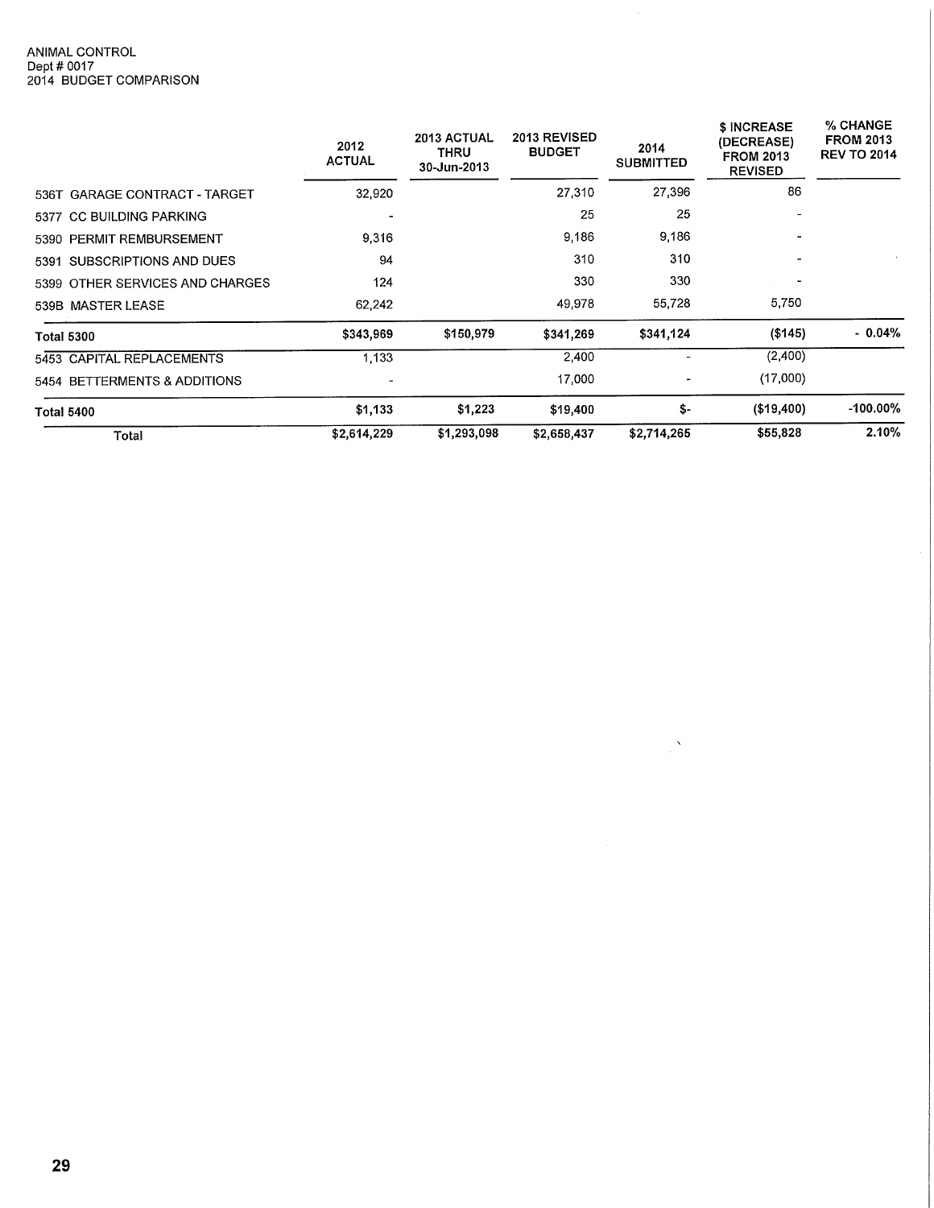ANIMAL CONTROL
Dept # 0017
2014 BUDGET COMPARISON

| | 2012 ACTUAL | 2013 ACTUAL THRU 30-Jun-2013 | 2013 REVISED BUDGET | 2014 SUBMITTED | $ INCREASE (DECREASE) FROM 2013 REVISED | % CHANGE FROM 2013 REV TO 2014 |
|---|---|---|---|---|---|---|
| 536T GARAGE CONTRACT - TARGET | 32,920 | | 27,310 | 27,396 | 86 | |
| 5377 CC BUILDING PARKING | - | | 25 | 25 | - | |
| 5390 PERMIT REMBURSEMENT | 9,316 | | 9,186 | 9,186 | - | |
| 5391 SUBSCRIPTIONS AND DUES | 94 | | 310 | 310 | - | |
| 5399 OTHER SERVICES AND CHARGES | 124 | | 330 | 330 | - | |
| 539B MASTER LEASE | 62,242 | | 49,978 | 55,728 | 5,750 | |
| **Total 5300** | **$343,969** | **$150,979** | **$341,269** | **$341,124** | **($145)** | **- 0.04%** |
| 5453 CAPITAL REPLACEMENTS | 1,133 | | 2,400 | - | (2,400) | |
| 5454 BETTERMENTS & ADDITIONS | - | | 17,000 | - | (17,000) | |
| **Total 5400** | **$1,133** | **$1,223** | **$19,400** | **$-** | **($19,400)** | **-100.00%** |
| **Total** | **$2,614,229** | **$1,293,098** | **$2,658,437** | **$2,714,265** | **$55,828** | **2.10%** |